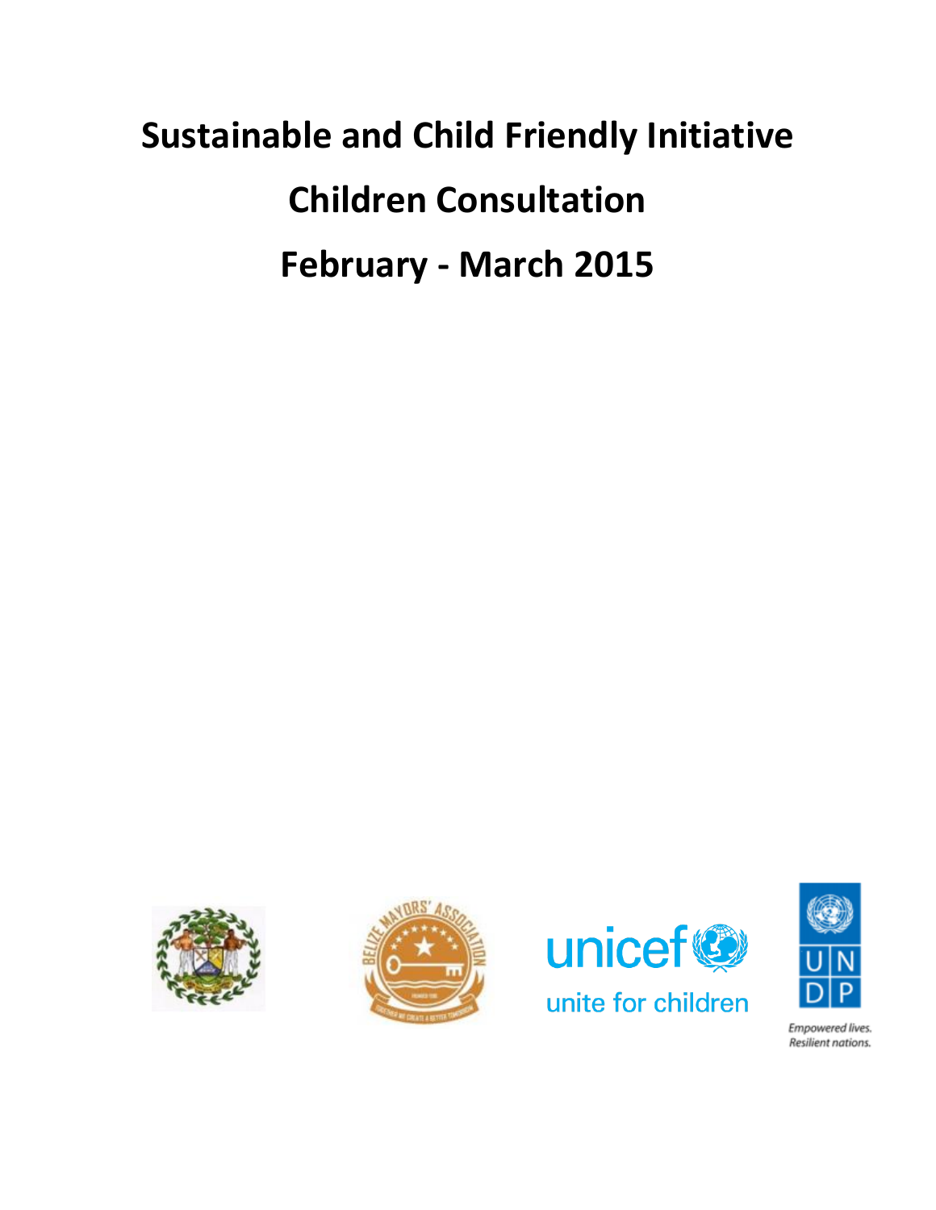# Sustainable and Child Friendly Initiative

# Children Consultation

# February - March 2015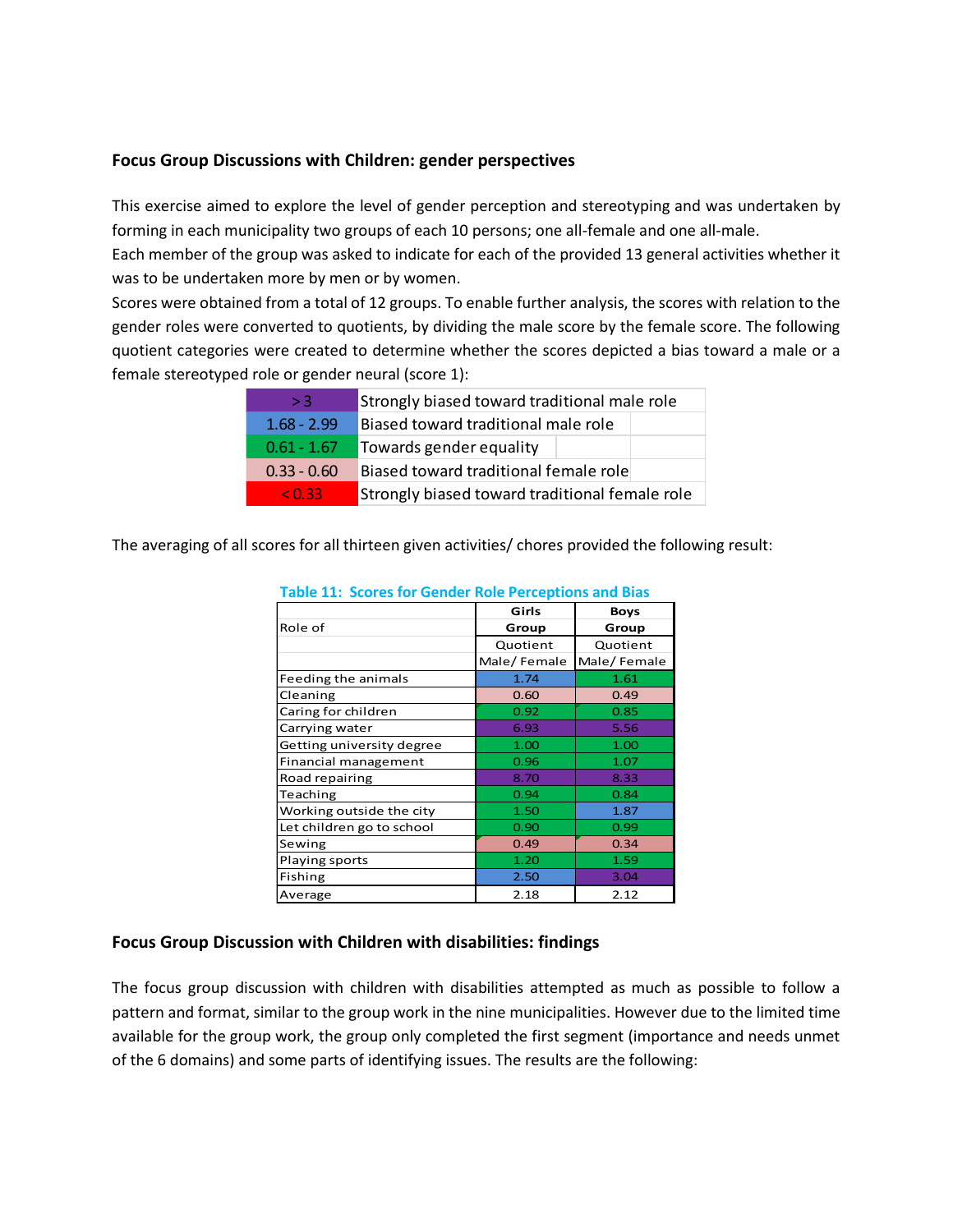### Focus Group Discussions with Children: gender perspectives

This exercise aimed to explore the level of gender perception and stereotyping and was undertaken by forming in each municipality two groups of each 10 persons; one all-female and one all-male.

Each member of the group was asked to indicate for each of the provided 13 general activities whether it was to be undertaken more by men or by women.

Scores were obtained from a total of 12 groups. To enable further analysis, the scores with relation to the gender roles were converted to quotients, by dividing the male score by the female score. The following quotient categories were created to determine whether the scores depicted a bias toward a male or a female stereotyped role or gender neural (score 1):

| Quotient | Category |
|---|---|
| > 3 | Strongly biased toward traditional male role |
| 1.68 - 2.99 | Biased toward traditional male role |
| 0.61 - 1.67 | Towards gender equality |
| 0.33 - 0.60 | Biased toward traditional female role |
| < 0.33 | Strongly biased toward traditional female role |

The averaging of all scores for all thirteen given activities/ chores provided the following result:

**Table 11: Scores for Gender Role Perceptions and Bias**

| Role of | Girls Group Quotient Male/ Female | Boys Group Quotient Male/ Female |
|---|---|---|
| Feeding the animals | 1.74 | 1.61 |
| Cleaning | 0.60 | 0.49 |
| Caring for children | 0.92 | 0.85 |
| Carrying water | 6.93 | 5.56 |
| Getting university degree | 1.00 | 1.00 |
| Financial management | 0.96 | 1.07 |
| Road repairing | 8.70 | 8.33 |
| Teaching | 0.94 | 0.84 |
| Working outside the city | 1.50 | 1.87 |
| Let children go to school | 0.90 | 0.99 |
| Sewing | 0.49 | 0.34 |
| Playing sports | 1.20 | 1.59 |
| Fishing | 2.50 | 3.04 |
| Average | 2.18 | 2.12 |

### Focus Group Discussion with Children with disabilities: findings

The focus group discussion with children with disabilities attempted as much as possible to follow a pattern and format, similar to the group work in the nine municipalities. However due to the limited time available for the group work, the group only completed the first segment (importance and needs unmet of the 6 domains) and some parts of identifying issues. The results are the following: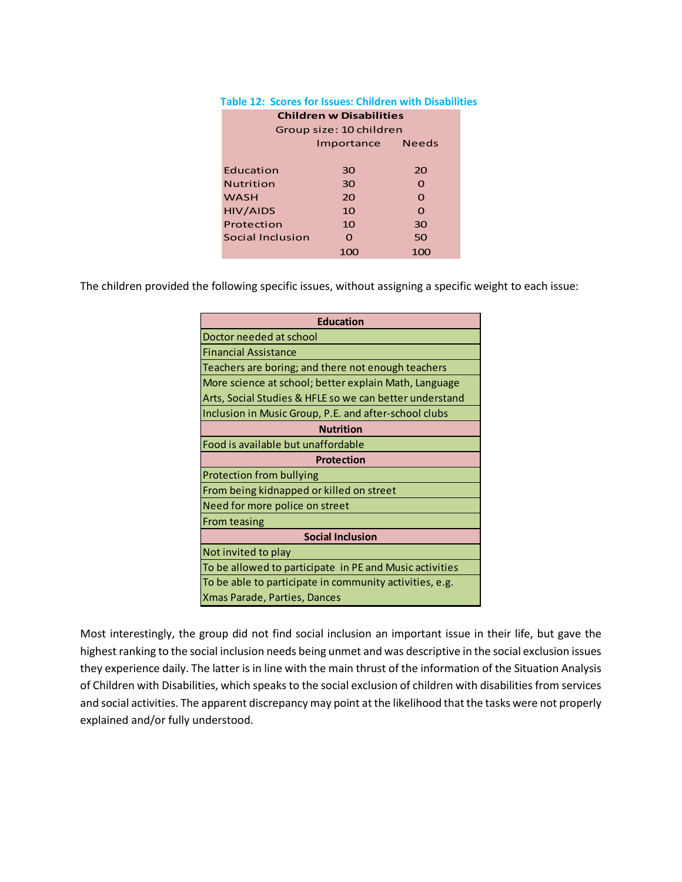Table 12: Scores for Issues: Children with Disabilities

| Children w Disabilities | | |
|---|---|---|
| Group size: 10 children | | |
| | Importance | Needs |
| Education | 30 | 20 |
| Nutrition | 30 | 0 |
| WASH | 20 | 0 |
| HIV/AIDS | 10 | 0 |
| Protection | 10 | 30 |
| Social Inclusion | 0 | 50 |
| | 100 | 100 |

The children provided the following specific issues, without assigning a specific weight to each issue:

| Education |
|---|
| Doctor needed at school |
| Financial Assistance |
| Teachers are boring; and there not enough teachers |
| More science at school; better explain Math, Language Arts, Social Studies & HFLE so we can better understand |
| Inclusion in Music Group, P.E. and after-school clubs |
| **Nutrition** |
| Food is available but unaffordable |
| **Protection** |
| Protection from bullying |
| From being kidnapped or killed on street |
| Need for more police on street |
| From teasing |
| **Social Inclusion** |
| Not invited to play |
| To be allowed to participate in PE and Music activities |
| To be able to participate in community activities, e.g. Xmas Parade, Parties, Dances |

Most interestingly, the group did not find social inclusion an important issue in their life, but gave the highest ranking to the social inclusion needs being unmet and was descriptive in the social exclusion issues they experience daily. The latter is in line with the main thrust of the information of the Situation Analysis of Children with Disabilities, which speaks to the social exclusion of children with disabilities from services and social activities. The apparent discrepancy may point at the likelihood that the tasks were not properly explained and/or fully understood.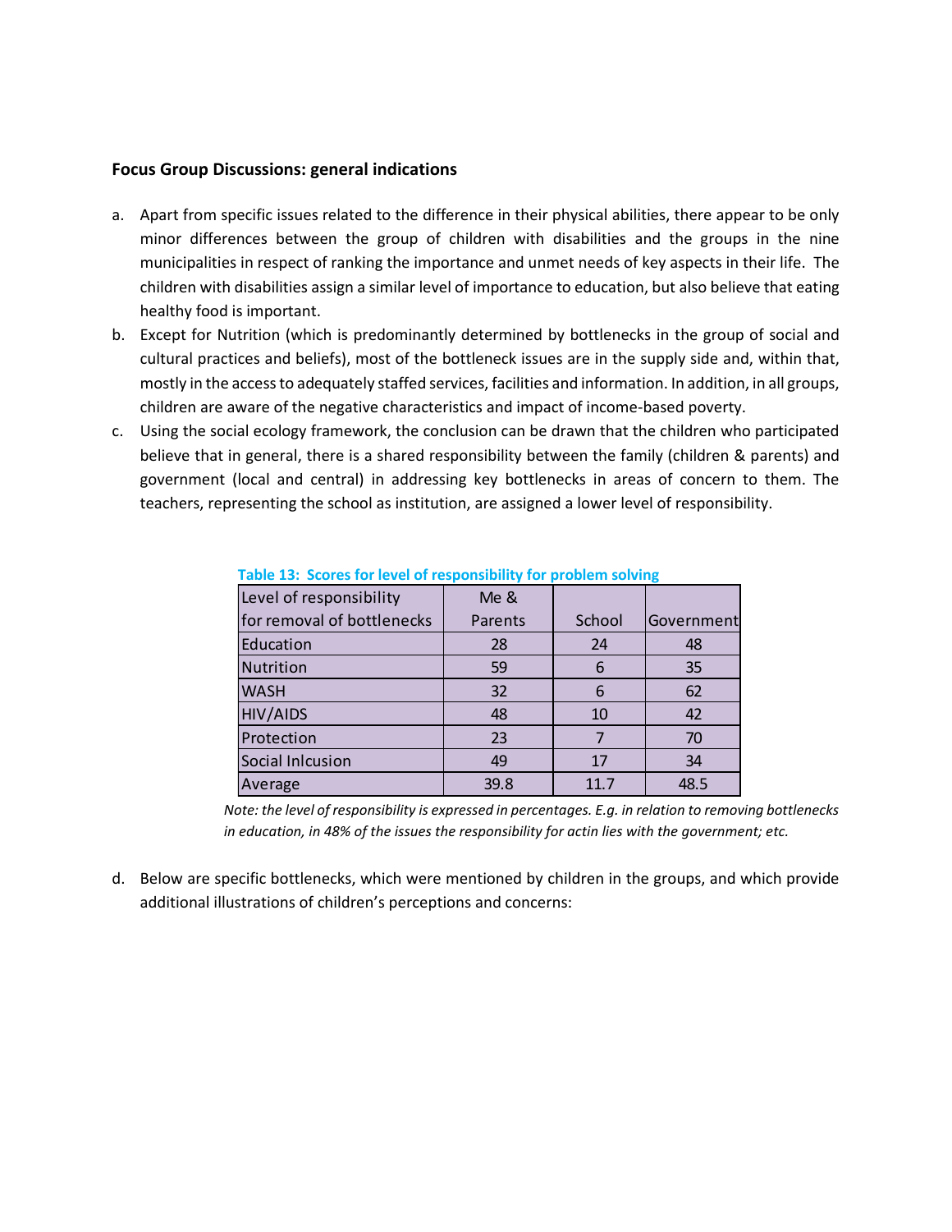**Focus Group Discussions: general indications**

a. Apart from specific issues related to the difference in their physical abilities, there appear to be only minor differences between the group of children with disabilities and the groups in the nine municipalities in respect of ranking the importance and unmet needs of key aspects in their life. The children with disabilities assign a similar level of importance to education, but also believe that eating healthy food is important.

b. Except for Nutrition (which is predominantly determined by bottlenecks in the group of social and cultural practices and beliefs), most of the bottleneck issues are in the supply side and, within that, mostly in the access to adequately staffed services, facilities and information. In addition, in all groups, children are aware of the negative characteristics and impact of income-based poverty.

c. Using the social ecology framework, the conclusion can be drawn that the children who participated believe that in general, there is a shared responsibility between the family (children & parents) and government (local and central) in addressing key bottlenecks in areas of concern to them. The teachers, representing the school as institution, are assigned a lower level of responsibility.

**Table 13: Scores for level of responsibility for problem solving**

| Level of responsibility for removal of bottlenecks | Me & Parents | School | Government |
|---|---|---|---|
| Education | 28 | 24 | 48 |
| Nutrition | 59 | 6 | 35 |
| WASH | 32 | 6 | 62 |
| HIV/AIDS | 48 | 10 | 42 |
| Protection | 23 | 7 | 70 |
| Social Inlcusion | 49 | 17 | 34 |
| Average | 39.8 | 11.7 | 48.5 |

*Note: the level of responsibility is expressed in percentages. E.g. in relation to removing bottlenecks in education, in 48% of the issues the responsibility for actin lies with the government; etc.*

d. Below are specific bottlenecks, which were mentioned by children in the groups, and which provide additional illustrations of children's perceptions and concerns: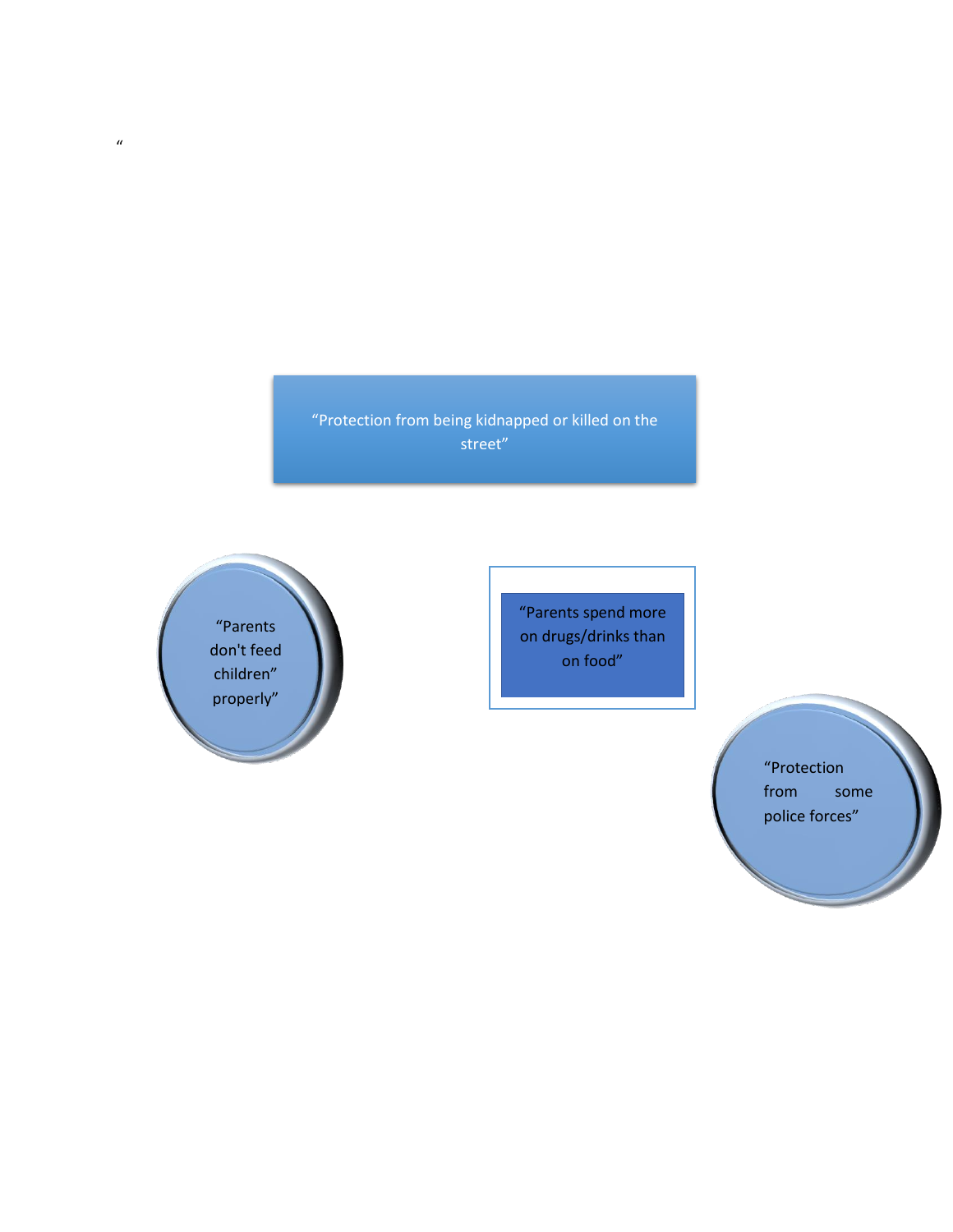"

"Protection from being kidnapped or killed on the street"

"Parents don't feed children" properly"

"Parents spend more on drugs/drinks than on food"

"Protection from some police forces"